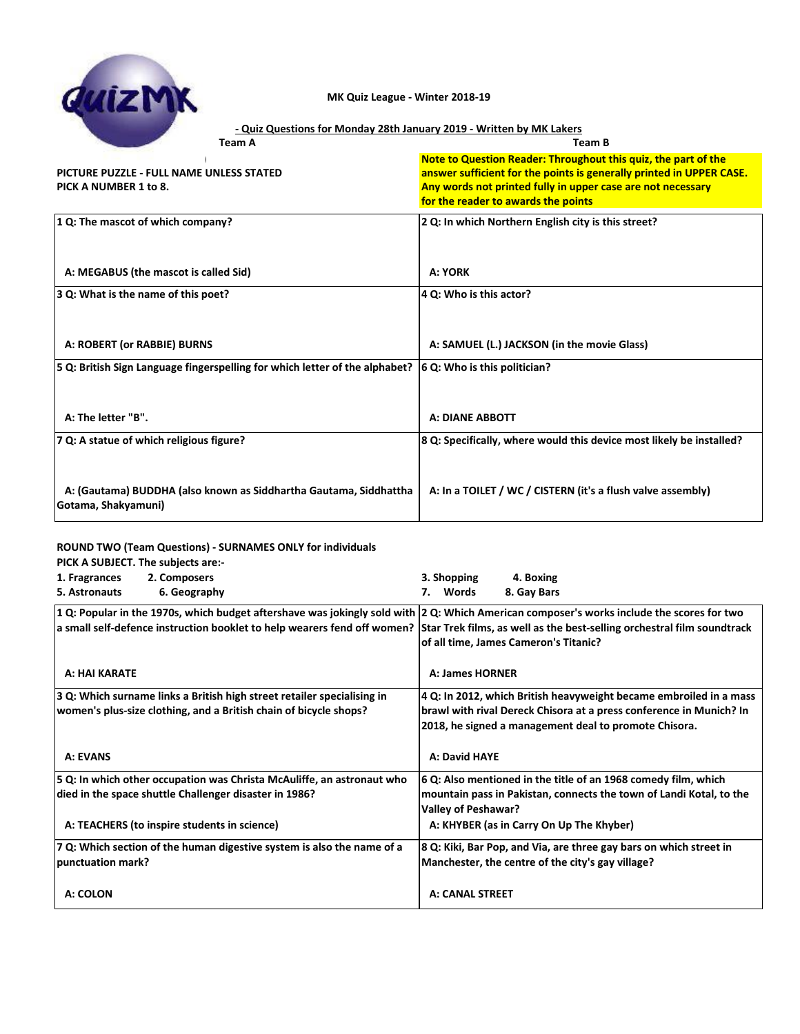**MK Quiz League - Winter 2018-19**

**- Quiz Questions for Monday 28th January 2019 - Written by MK Lakers**

| Team A | Team B |
|---|---|
| **PICTURE PUZZLE - FULL NAME UNLESS STATED**<br>**PICK A NUMBER 1 to 8.** | **Note to Question Reader: Throughout this quiz, the part of the answer sufficient for the points is generally printed in UPPER CASE. Any words not printed fully in upper case are not necessary for the reader to awards the points** |
| **1 Q: The mascot of which company?**<br><br>**A: MEGABUS (the mascot is called Sid)** | **2 Q: In which Northern English city is this street?**<br><br>**A: YORK** |
| **3 Q: What is the name of this poet?**<br><br>**A: ROBERT (or RABBIE) BURNS** | **4 Q: Who is this actor?**<br><br>**A: SAMUEL (L.) JACKSON (in the movie Glass)** |
| **5 Q: British Sign Language fingerspelling for which letter of the alphabet?**<br><br>**A: The letter "B".** | **6 Q: Who is this politician?**<br><br>**A: DIANE ABBOTT** |
| **7 Q: A statue of which religious figure?**<br><br>**A: (Gautama) BUDDHA (also known as Siddhartha Gautama, Siddhattha Gotama, Shakyamuni)** | **8 Q: Specifically, where would this device most likely be installed?**<br><br>**A: In a TOILET / WC / CISTERN (it's a flush valve assembly)** |

**ROUND TWO (Team Questions) - SURNAMES ONLY for individuals**

**PICK A SUBJECT. The subjects are:-**

**1. Fragrances 2. Composers 3. Shopping 4. Boxing**
**5. Astronauts 6. Geography 7. Words 8. Gay Bars**

| Team A | Team B |
|---|---|
| **1 Q: Popular in the 1970s, which budget aftershave was jokingly sold with a small self-defence instruction booklet to help wearers fend off women?**<br><br>**A: HAI KARATE** | **2 Q: Which American composer's works include the scores for two Star Trek films, as well as the best-selling orchestral film soundtrack of all time, James Cameron's Titanic?**<br><br>**A: James HORNER** |
| **3 Q: Which surname links a British high street retailer specialising in women's plus-size clothing, and a British chain of bicycle shops?**<br><br>**A: EVANS** | **4 Q: In 2012, which British heavyweight became embroiled in a mass brawl with rival Dereck Chisora at a press conference in Munich? In 2018, he signed a management deal to promote Chisora.**<br><br>**A: David HAYE** |
| **5 Q: In which other occupation was Christa McAuliffe, an astronaut who died in the space shuttle Challenger disaster in 1986?**<br><br>**A: TEACHERS (to inspire students in science)** | **6 Q: Also mentioned in the title of an 1968 comedy film, which mountain pass in Pakistan, connects the town of Landi Kotal, to the Valley of Peshawar?**<br><br>**A: KHYBER (as in Carry On Up The Khyber)** |
| **7 Q: Which section of the human digestive system is also the name of a punctuation mark?**<br><br>**A: COLON** | **8 Q: Kiki, Bar Pop, and Via, are three gay bars on which street in Manchester, the centre of the city's gay village?**<br><br>**A: CANAL STREET** |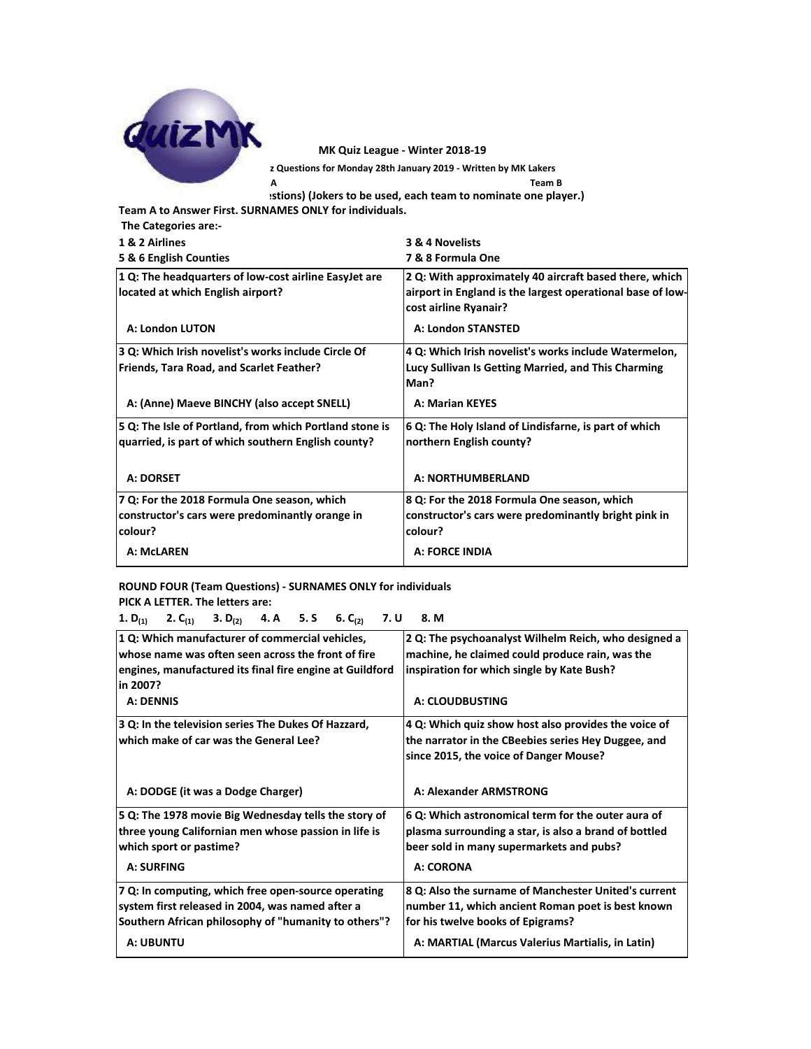MK Quiz League - Winter 2018-19

z Questions for Monday 28th January 2019 - Written by MK Lakers

A | Team B

:stions) (Jokers to be used, each team to nominate one player.)

**Team A to Answer First. SURNAMES ONLY for individuals.**

**The Categories are:-**

| 1 & 2 Airlines | 3 & 4 Novelists |
|---|---|
| 5 & 6 English Counties | 7 & 8 Formula One |

| | |
|---|---|
| **1 Q: The headquarters of low-cost airline EasyJet are located at which English airport?**<br><br>**A: London LUTON** | **2 Q: With approximately 40 aircraft based there, which airport in England is the largest operational base of low-cost airline Ryanair?**<br><br>**A: London STANSTED** |
| **3 Q: Which Irish novelist's works include Circle Of Friends, Tara Road, and Scarlet Feather?**<br><br>**A: (Anne) Maeve BINCHY (also accept SNELL)** | **4 Q: Which Irish novelist's works include Watermelon, Lucy Sullivan Is Getting Married, and This Charming Man?**<br><br>**A: Marian KEYES** |
| **5 Q: The Isle of Portland, from which Portland stone is quarried, is part of which southern English county?**<br><br>**A: DORSET** | **6 Q: The Holy Island of Lindisfarne, is part of which northern English county?**<br><br>**A: NORTHUMBERLAND** |
| **7 Q: For the 2018 Formula One season, which constructor's cars were predominantly orange in colour?**<br><br>**A: McLAREN** | **8 Q: For the 2018 Formula One season, which constructor's cars were predominantly bright pink in colour?**<br><br>**A: FORCE INDIA** |

**ROUND FOUR (Team Questions) - SURNAMES ONLY for individuals**

**PICK A LETTER. The letters are:**

**1. $D_{(1)}$ 2. $C_{(1)}$ 3. $D_{(2)}$ 4. A 5. S 6. $C_{(2)}$ 7. U 8. M**

| | |
|---|---|
| **1 Q: Which manufacturer of commercial vehicles, whose name was often seen across the front of fire engines, manufactured its final fire engine at Guildford in 2007?**<br>**A: DENNIS** | **2 Q: The psychoanalyst Wilhelm Reich, who designed a machine, he claimed could produce rain, was the inspiration for which single by Kate Bush?**<br><br>**A: CLOUDBUSTING** |
| **3 Q: In the television series The Dukes Of Hazzard, which make of car was the General Lee?**<br><br>**A: DODGE (it was a Dodge Charger)** | **4 Q: Which quiz show host also provides the voice of the narrator in the CBeebies series Hey Duggee, and since 2015, the voice of Danger Mouse?**<br><br>**A: Alexander ARMSTRONG** |
| **5 Q: The 1978 movie Big Wednesday tells the story of three young Californian men whose passion in life is which sport or pastime?**<br><br>**A: SURFING** | **6 Q: Which astronomical term for the outer aura of plasma surrounding a star, is also a brand of bottled beer sold in many supermarkets and pubs?**<br><br>**A: CORONA** |
| **7 Q: In computing, which free open-source operating system first released in 2004, was named after a Southern African philosophy of "humanity to others"?**<br><br>**A: UBUNTU** | **8 Q: Also the surname of Manchester United's current number 11, which ancient Roman poet is best known for his twelve books of Epigrams?**<br><br>**A: MARTIAL (Marcus Valerius Martialis, in Latin)** |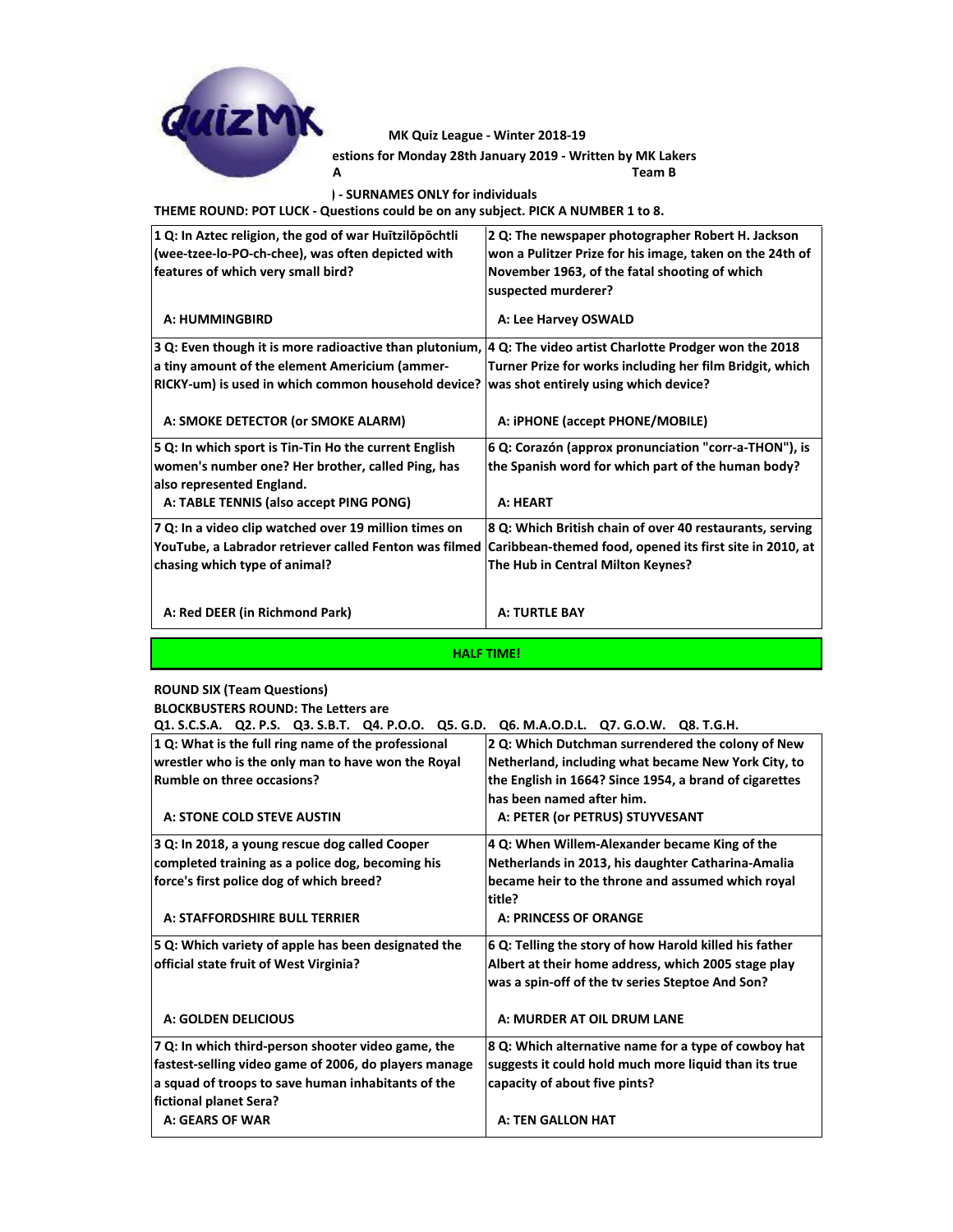MK Quiz League - Winter 2018-19

estions for Monday 28th January 2019 - Written by MK Lakers

A Team B

) - SURNAMES ONLY for individuals

**THEME ROUND: POT LUCK - Questions could be on any subject. PICK A NUMBER 1 to 8.**

| | |
|---|---|
| **1 Q: In Aztec religion, the god of war Huītzilōpōchtli (wee-tzee-lo-PO-ch-chee), was often depicted with features of which very small bird?**<br><br>**A: HUMMINGBIRD** | **2 Q: The newspaper photographer Robert H. Jackson won a Pulitzer Prize for his image, taken on the 24th of November 1963, of the fatal shooting of which suspected murderer?**<br><br>**A: Lee Harvey OSWALD** |
| **3 Q: Even though it is more radioactive than plutonium, a tiny amount of the element Americium (ammer-RICKY-um) is used in which common household device?**<br><br>**A: SMOKE DETECTOR (or SMOKE ALARM)** | **4 Q: The video artist Charlotte Prodger won the 2018 Turner Prize for works including her film Bridgit, which was shot entirely using which device?**<br><br>**A: iPHONE (accept PHONE/MOBILE)** |
| **5 Q: In which sport is Tin-Tin Ho the current English women's number one? Her brother, called Ping, has also represented England.**<br>**A: TABLE TENNIS (also accept PING PONG)** | **6 Q: Corazón (approx pronunciation "corr-a-THON"), is the Spanish word for which part of the human body?**<br><br>**A: HEART** |
| **7 Q: In a video clip watched over 19 million times on YouTube, a Labrador retriever called Fenton was filmed chasing which type of animal?**<br><br>**A: Red DEER (in Richmond Park)** | **8 Q: Which British chain of over 40 restaurants, serving Caribbean-themed food, opened its first site in 2010, at The Hub in Central Milton Keynes?**<br><br>**A: TURTLE BAY** |

**HALF TIME!**

**ROUND SIX (Team Questions)**

**BLOCKBUSTERS ROUND: The Letters are**

**Q1. S.C.S.A. Q2. P.S. Q3. S.B.T. Q4. P.O.O. Q5. G.D. Q6. M.A.O.D.L. Q7. G.O.W. Q8. T.G.H.**

| | |
|---|---|
| **1 Q: What is the full ring name of the professional wrestler who is the only man to have won the Royal Rumble on three occasions?**<br><br>**A: STONE COLD STEVE AUSTIN** | **2 Q: Which Dutchman surrendered the colony of New Netherland, including what became New York City, to the English in 1664? Since 1954, a brand of cigarettes has been named after him.**<br>**A: PETER (or PETRUS) STUYVESANT** |
| **3 Q: In 2018, a young rescue dog called Cooper completed training as a police dog, becoming his force's first police dog of which breed?**<br><br>**A: STAFFORDSHIRE BULL TERRIER** | **4 Q: When Willem-Alexander became King of the Netherlands in 2013, his daughter Catharina-Amalia became heir to the throne and assumed which royal title?**<br>**A: PRINCESS OF ORANGE** |
| **5 Q: Which variety of apple has been designated the official state fruit of West Virginia?**<br><br>**A: GOLDEN DELICIOUS** | **6 Q: Telling the story of how Harold killed his father Albert at their home address, which 2005 stage play was a spin-off of the tv series Steptoe And Son?**<br><br>**A: MURDER AT OIL DRUM LANE** |
| **7 Q: In which third-person shooter video game, the fastest-selling video game of 2006, do players manage a squad of troops to save human inhabitants of the fictional planet Sera?**<br>**A: GEARS OF WAR** | **8 Q: Which alternative name for a type of cowboy hat suggests it could hold much more liquid than its true capacity of about five pints?**<br><br>**A: TEN GALLON HAT** |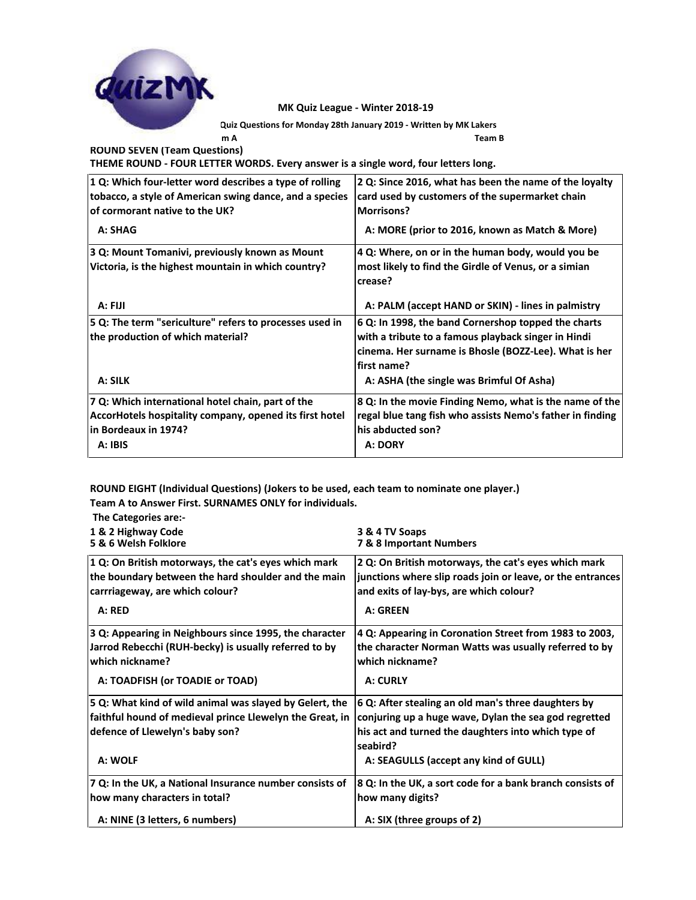MK Quiz League - Winter 2018-19

Quiz Questions for Monday 28th January 2019 - Written by MK Lakers

m A Team B

**ROUND SEVEN (Team Questions)**

**THEME ROUND - FOUR LETTER WORDS. Every answer is a single word, four letters long.**

| | |
|---|---|
| 1 Q: Which four-letter word describes a type of rolling tobacco, a style of American swing dance, and a species of cormorant native to the UK?<br>A: SHAG | 2 Q: Since 2016, what has been the name of the loyalty card used by customers of the supermarket chain Morrisons?<br>A: MORE (prior to 2016, known as Match & More) |
| 3 Q: Mount Tomanivi, previously known as Mount Victoria, is the highest mountain in which country?<br>A: FIJI | 4 Q: Where, on or in the human body, would you be most likely to find the Girdle of Venus, or a simian crease?<br>A: PALM (accept HAND or SKIN) - lines in palmistry |
| 5 Q: The term "sericulture" refers to processes used in the production of which material?<br>A: SILK | 6 Q: In 1998, the band Cornershop topped the charts with a tribute to a famous playback singer in Hindi cinema. Her surname is Bhosle (BOZZ-Lee). What is her first name?<br>A: ASHA (the single was Brimful Of Asha) |
| 7 Q: Which international hotel chain, part of the AccorHotels hospitality company, opened its first hotel in Bordeaux in 1974?<br>A: IBIS | 8 Q: In the movie Finding Nemo, what is the name of the regal blue tang fish who assists Nemo's father in finding his abducted son?<br>A: DORY |

**ROUND EIGHT (Individual Questions) (Jokers to be used, each team to nominate one player.)**

**Team A to Answer First. SURNAMES ONLY for individuals.**

**The Categories are:-**

**1 & 2 Highway Code**
**3 & 4 TV Soaps**
**5 & 6 Welsh Folklore**
**7 & 8 Important Numbers**

| | |
|---|---|
| 1 Q: On British motorways, the cat's eyes which mark the boundary between the hard shoulder and the main carrriageway, are which colour?<br>A: RED | 2 Q: On British motorways, the cat's eyes which mark junctions where slip roads join or leave, or the entrances and exits of lay-bys, are which colour?<br>A: GREEN |
| 3 Q: Appearing in Neighbours since 1995, the character Jarrod Rebecchi (RUH-becky) is usually referred to by which nickname?<br>A: TOADFISH (or TOADIE or TOAD) | 4 Q: Appearing in Coronation Street from 1983 to 2003, the character Norman Watts was usually referred to by which nickname?<br>A: CURLY |
| 5 Q: What kind of wild animal was slayed by Gelert, the faithful hound of medieval prince Llewelyn the Great, in defence of Llewelyn's baby son?<br>A: WOLF | 6 Q: After stealing an old man's three daughters by conjuring up a huge wave, Dylan the sea god regretted his act and turned the daughters into which type of seabird?<br>A: SEAGULLS (accept any kind of GULL) |
| 7 Q: In the UK, a National Insurance number consists of how many characters in total?<br>A: NINE (3 letters, 6 numbers) | 8 Q: In the UK, a sort code for a bank branch consists of how many digits?<br>A: SIX (three groups of 2) |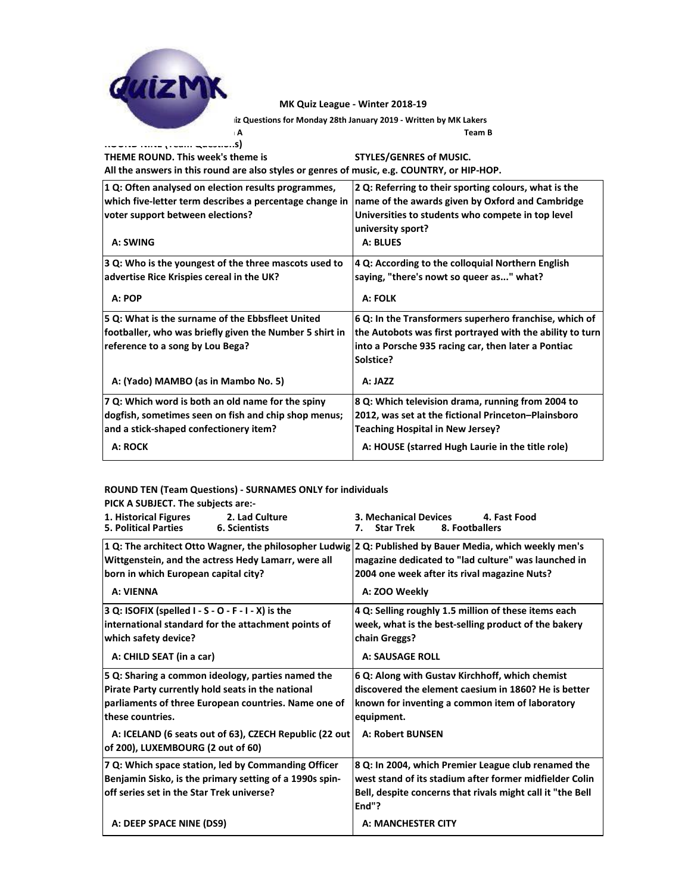**MK Quiz League - Winter 2018-19**

**Quiz Questions for Monday 28th January 2019 - Written by MK Lakers**

**Team A** **Team B**

**ROUND NINE (Team Questions)**

**THEME ROUND. This week's theme is STYLES/GENRES of MUSIC.**

**All the answers in this round are also styles or genres of music, e.g. COUNTRY, or HIP-HOP.**

| | |
|---|---|
| **1 Q: Often analysed on election results programmes, which five-letter term describes a percentage change in voter support between elections?**<br><br>**A: SWING** | **2 Q: Referring to their sporting colours, what is the name of the awards given by Oxford and Cambridge Universities to students who compete in top level university sport?**<br><br>**A: BLUES** |
| **3 Q: Who is the youngest of the three mascots used to advertise Rice Krispies cereal in the UK?**<br><br>**A: POP** | **4 Q: According to the colloquial Northern English saying, "there's nowt so queer as..." what?**<br><br>**A: FOLK** |
| **5 Q: What is the surname of the Ebbsfleet United footballer, who was briefly given the Number 5 shirt in reference to a song by Lou Bega?**<br><br>**A: (Yado) MAMBO (as in Mambo No. 5)** | **6 Q: In the Transformers superhero franchise, which of the Autobots was first portrayed with the ability to turn into a Porsche 935 racing car, then later a Pontiac Solstice?**<br><br>**A: JAZZ** |
| **7 Q: Which word is both an old name for the spiny dogfish, sometimes seen on fish and chip shop menus; and a stick-shaped confectionery item?**<br><br>**A: ROCK** | **8 Q: Which television drama, running from 2004 to 2012, was set at the fictional Princeton–Plainsboro Teaching Hospital in New Jersey?**<br><br>**A: HOUSE (starred Hugh Laurie in the title role)** |

**ROUND TEN (Team Questions) - SURNAMES ONLY for individuals**

**PICK A SUBJECT. The subjects are:-**

**1. Historical Figures 2. Lad Culture 3. Mechanical Devices 4. Fast Food**
**5. Political Parties 6. Scientists 7. Star Trek 8. Footballers**

| | |
|---|---|
| **1 Q: The architect Otto Wagner, the philosopher Ludwig Wittgenstein, and the actress Hedy Lamarr, were all born in which European capital city?**<br><br>**A: VIENNA** | **2 Q: Published by Bauer Media, which weekly men's magazine dedicated to "lad culture" was launched in 2004 one week after its rival magazine Nuts?**<br><br>**A: ZOO Weekly** |
| **3 Q: ISOFIX (spelled I - S - O - F - I - X) is the international standard for the attachment points of which safety device?**<br><br>**A: CHILD SEAT (in a car)** | **4 Q: Selling roughly 1.5 million of these items each week, what is the best-selling product of the bakery chain Greggs?**<br><br>**A: SAUSAGE ROLL** |
| **5 Q: Sharing a common ideology, parties named the Pirate Party currently hold seats in the national parliaments of three European countries. Name one of these countries.**<br><br>**A: ICELAND (6 seats out of 63), CZECH Republic (22 out of 200), LUXEMBOURG (2 out of 60)** | **6 Q: Along with Gustav Kirchhoff, which chemist discovered the element caesium in 1860? He is better known for inventing a common item of laboratory equipment.**<br><br>**A: Robert BUNSEN** |
| **7 Q: Which space station, led by Commanding Officer Benjamin Sisko, is the primary setting of a 1990s spin-off series set in the Star Trek universe?**<br><br>**A: DEEP SPACE NINE (DS9)** | **8 Q: In 2004, which Premier League club renamed the west stand of its stadium after former midfielder Colin Bell, despite concerns that rivals might call it "the Bell End"?**<br><br>**A: MANCHESTER CITY** |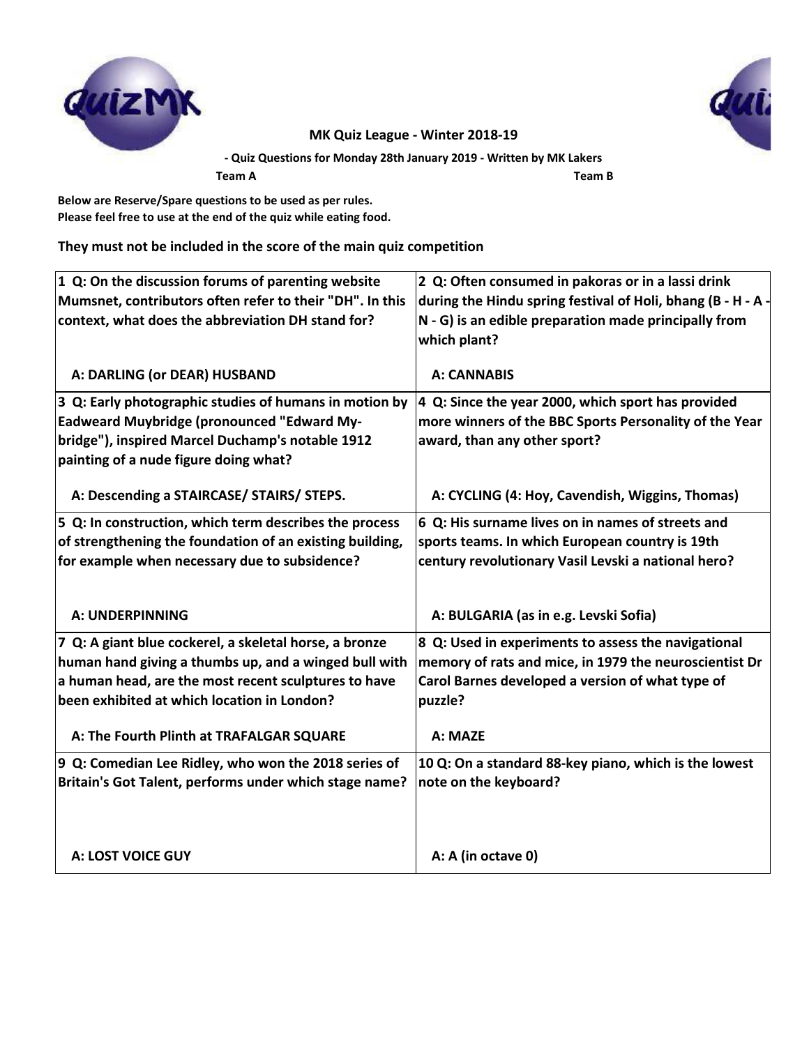MK Quiz League - Winter 2018-19

- Quiz Questions for Monday 28th January 2019 - Written by MK Lakers

**Team A** **Team B**

**Below are Reserve/Spare questions to be used as per rules.**
**Please feel free to use at the end of the quiz while eating food.**

**They must not be included in the score of the main quiz competition**

| | |
|---|---|
| **1 Q: On the discussion forums of parenting website Mumsnet, contributors often refer to their "DH". In this context, what does the abbreviation DH stand for?**<br><br>**A: DARLING (or DEAR) HUSBAND** | **2 Q: Often consumed in pakoras or in a lassi drink during the Hindu spring festival of Holi, bhang (B - H - A - N - G) is an edible preparation made principally from which plant?**<br><br>**A: CANNABIS** |
| **3 Q: Early photographic studies of humans in motion by Eadweard Muybridge (pronounced "Edward My-bridge"), inspired Marcel Duchamp's notable 1912 painting of a nude figure doing what?**<br><br>**A: Descending a STAIRCASE/ STAIRS/ STEPS.** | **4 Q: Since the year 2000, which sport has provided more winners of the BBC Sports Personality of the Year award, than any other sport?**<br><br>**A: CYCLING (4: Hoy, Cavendish, Wiggins, Thomas)** |
| **5 Q: In construction, which term describes the process of strengthening the foundation of an existing building, for example when necessary due to subsidence?**<br><br>**A: UNDERPINNING** | **6 Q: His surname lives on in names of streets and sports teams. In which European country is 19th century revolutionary Vasil Levski a national hero?**<br><br>**A: BULGARIA (as in e.g. Levski Sofia)** |
| **7 Q: A giant blue cockerel, a skeletal horse, a bronze human hand giving a thumbs up, and a winged bull with a human head, are the most recent sculptures to have been exhibited at which location in London?**<br><br>**A: The Fourth Plinth at TRAFALGAR SQUARE** | **8 Q: Used in experiments to assess the navigational memory of rats and mice, in 1979 the neuroscientist Dr Carol Barnes developed a version of what type of puzzle?**<br><br>**A: MAZE** |
| **9 Q: Comedian Lee Ridley, who won the 2018 series of Britain's Got Talent, performs under which stage name?**<br><br>**A: LOST VOICE GUY** | **10 Q: On a standard 88-key piano, which is the lowest note on the keyboard?**<br><br>**A: A (in octave 0)** |